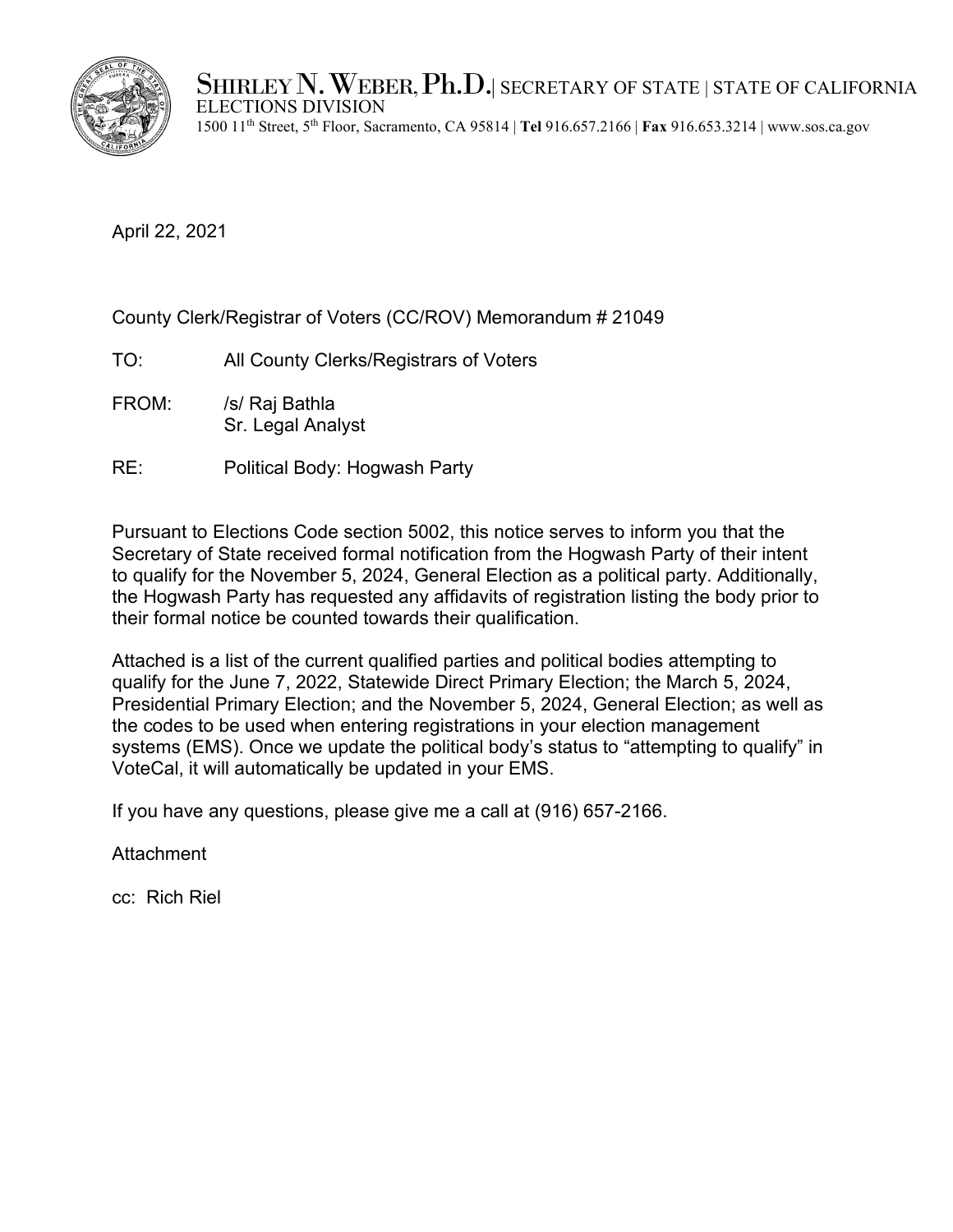SHIRLEY N. WEBER, Ph.D. | SECRETARY OF STATE | STATE OF CALIFORNIA
ELECTIONS DIVISION
1500 11th Street, 5th Floor, Sacramento, CA 95814 | **Tel** 916.657.2166 | **Fax** 916.653.3214 | www.sos.ca.gov

April 22, 2021

County Clerk/Registrar of Voters (CC/ROV) Memorandum # 21049

TO: All County Clerks/Registrars of Voters

FROM: /s/ Raj Bathla
Sr. Legal Analyst

RE: Political Body: Hogwash Party

Pursuant to Elections Code section 5002, this notice serves to inform you that the Secretary of State received formal notification from the Hogwash Party of their intent to qualify for the November 5, 2024, General Election as a political party. Additionally, the Hogwash Party has requested any affidavits of registration listing the body prior to their formal notice be counted towards their qualification.

Attached is a list of the current qualified parties and political bodies attempting to qualify for the June 7, 2022, Statewide Direct Primary Election; the March 5, 2024, Presidential Primary Election; and the November 5, 2024, General Election; as well as the codes to be used when entering registrations in your election management systems (EMS). Once we update the political body's status to "attempting to qualify" in VoteCal, it will automatically be updated in your EMS.

If you have any questions, please give me a call at (916) 657-2166.

Attachment

cc: Rich Riel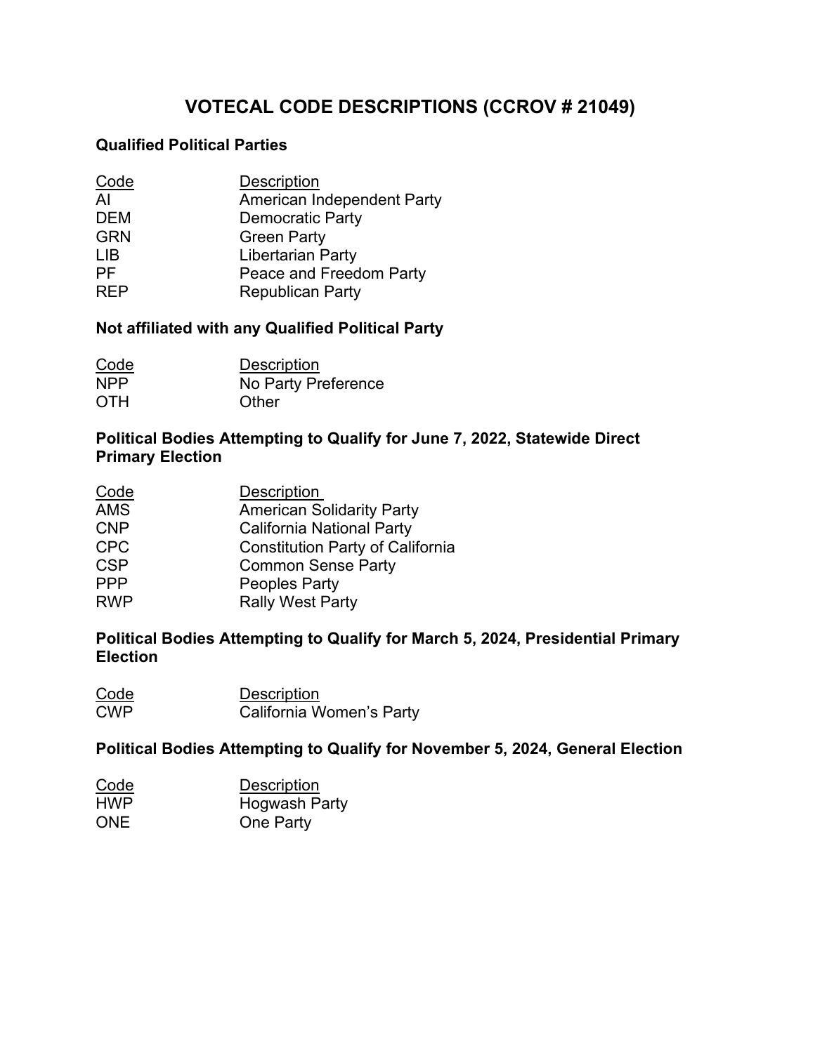# VOTECAL CODE DESCRIPTIONS (CCROV # 21049)

### Qualified Political Parties

| Code | Description |
|---|---|
| AI | American Independent Party |
| DEM | Democratic Party |
| GRN | Green Party |
| LIB | Libertarian Party |
| PF | Peace and Freedom Party |
| REP | Republican Party |

### Not affiliated with any Qualified Political Party

| Code | Description |
|---|---|
| NPP | No Party Preference |
| OTH | Other |

### Political Bodies Attempting to Qualify for June 7, 2022, Statewide Direct Primary Election

| Code | Description |
|---|---|
| AMS | American Solidarity Party |
| CNP | California National Party |
| CPC | Constitution Party of California |
| CSP | Common Sense Party |
| PPP | Peoples Party |
| RWP | Rally West Party |

### Political Bodies Attempting to Qualify for March 5, 2024, Presidential Primary Election

| Code | Description |
|---|---|
| CWP | California Women's Party |

### Political Bodies Attempting to Qualify for November 5, 2024, General Election

| Code | Description |
|---|---|
| HWP | Hogwash Party |
| ONE | One Party |